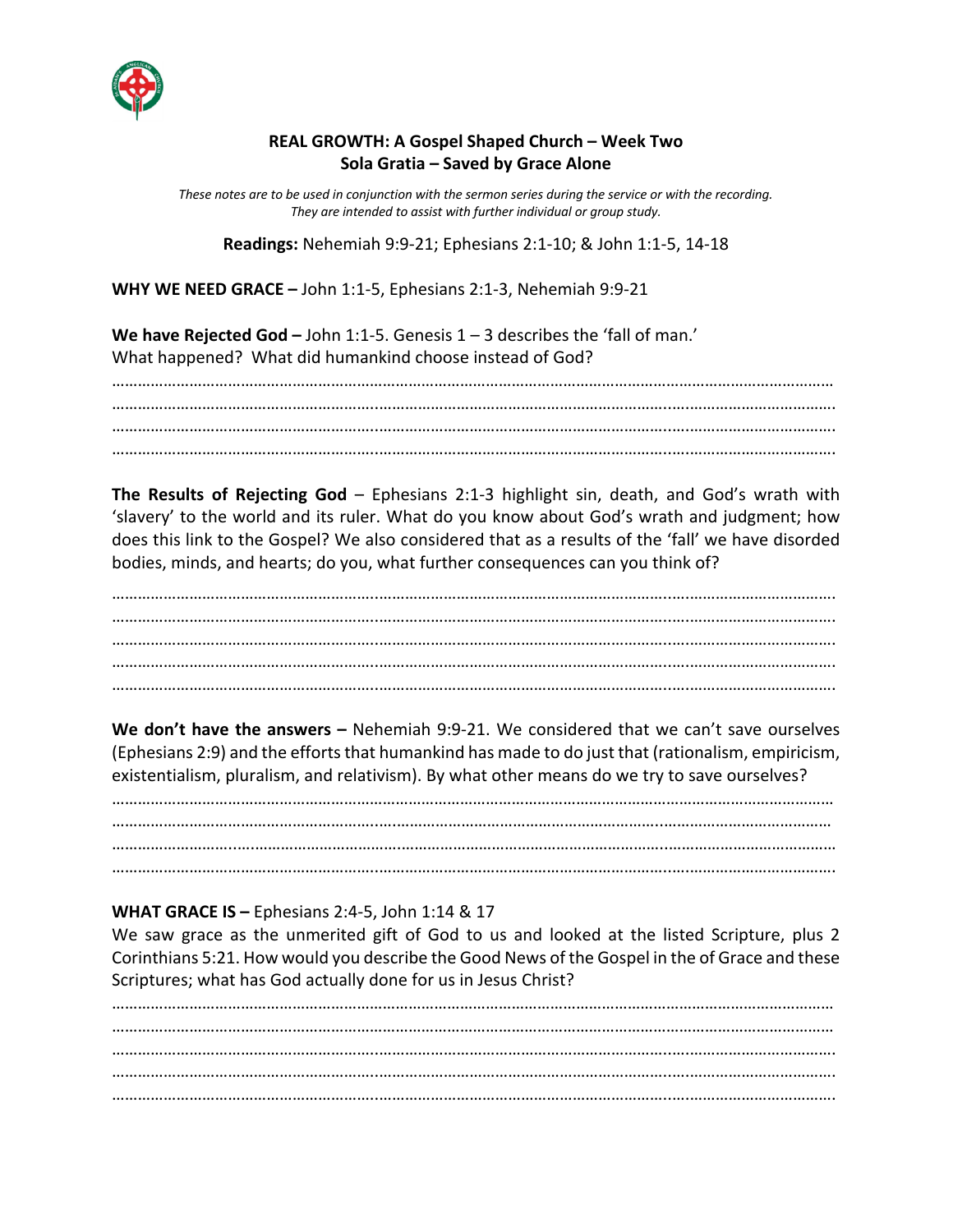**REAL GROWTH: A Gospel Shaped Church – Week Two**
**Sola Gratia – Saved by Grace Alone**

*These notes are to be used in conjunction with the sermon series during the service or with the recording. They are intended to assist with further individual or group study.*

**Readings:** Nehemiah 9:9-21; Ephesians 2:1-10; & John 1:1-5, 14-18

**WHY WE NEED GRACE –** John 1:1-5, Ephesians 2:1-3, Nehemiah 9:9-21

**We have Rejected God –** John 1:1-5. Genesis 1 – 3 describes the 'fall of man.'
What happened? What did humankind choose instead of God?

…………………………………………………………………………………………………………………………………………
…………………………………………………………………………………………………………………………………………
…………………………………………………………………………………………………………………………………………
…………………………………………………………………………………………………………………………………………

**The Results of Rejecting God** – Ephesians 2:1-3 highlight sin, death, and God's wrath with 'slavery' to the world and its ruler. What do you know about God's wrath and judgment; how does this link to the Gospel? We also considered that as a results of the 'fall' we have disorded bodies, minds, and hearts; do you, what further consequences can you think of?

…………………………………………………………………………………………………………………………………………
…………………………………………………………………………………………………………………………………………
…………………………………………………………………………………………………………………………………………
…………………………………………………………………………………………………………………………………………
…………………………………………………………………………………………………………………………………………

**We don't have the answers –** Nehemiah 9:9-21. We considered that we can't save ourselves (Ephesians 2:9) and the efforts that humankind has made to do just that (rationalism, empiricism, existentialism, pluralism, and relativism). By what other means do we try to save ourselves?

…………………………………………………………………………………………………………………………………………
…………………………………………………………………………………………………………………………………………
…………………………………………………………………………………………………………………………………………
…………………………………………………………………………………………………………………………………………

**WHAT GRACE IS –** Ephesians 2:4-5, John 1:14 & 17
We saw grace as the unmerited gift of God to us and looked at the listed Scripture, plus 2 Corinthians 5:21. How would you describe the Good News of the Gospel in the of Grace and these Scriptures; what has God actually done for us in Jesus Christ?

…………………………………………………………………………………………………………………………………………
…………………………………………………………………………………………………………………………………………
…………………………………………………………………………………………………………………………………………
…………………………………………………………………………………………………………………………………………
…………………………………………………………………………………………………………………………………………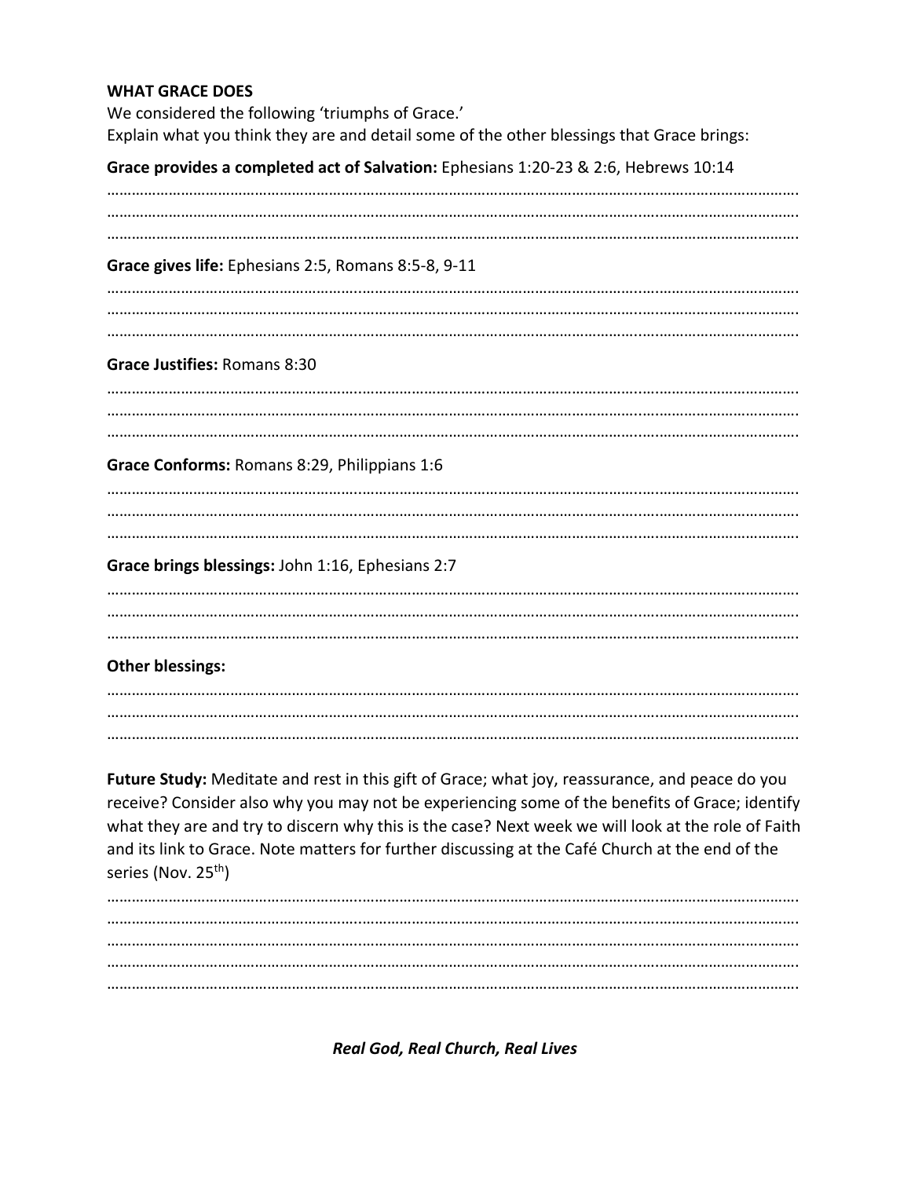**WHAT GRACE DOES**

We considered the following 'triumphs of Grace.'
Explain what you think they are and detail some of the other blessings that Grace brings:

**Grace provides a completed act of Salvation:** Ephesians 1:20-23 & 2:6, Hebrews 10:14

……………………………………………………………………………………………………………………………………….
……………………………………………………………………………………………………………………………………….
……………………………………………………………………………………………………………………………………….

**Grace gives life:** Ephesians 2:5, Romans 8:5-8, 9-11

……………………………………………………………………………………………………………………………………….
……………………………………………………………………………………………………………………………………….
……………………………………………………………………………………………………………………………………….

**Grace Justifies:** Romans 8:30

……………………………………………………………………………………………………………………………………….
……………………………………………………………………………………………………………………………………….
……………………………………………………………………………………………………………………………………….

**Grace Conforms:** Romans 8:29, Philippians 1:6

……………………………………………………………………………………………………………………………………….
……………………………………………………………………………………………………………………………………….
……………………………………………………………………………………………………………………………………….

**Grace brings blessings:** John 1:16, Ephesians 2:7

……………………………………………………………………………………………………………………………………….
……………………………………………………………………………………………………………………………………….
……………………………………………………………………………………………………………………………………….

**Other blessings:**

……………………………………………………………………………………………………………………………………….
……………………………………………………………………………………………………………………………………….
……………………………………………………………………………………………………………………………………….

**Future Study:** Meditate and rest in this gift of Grace; what joy, reassurance, and peace do you receive? Consider also why you may not be experiencing some of the benefits of Grace; identify what they are and try to discern why this is the case? Next week we will look at the role of Faith and its link to Grace. Note matters for further discussing at the Café Church at the end of the series (Nov. 25th)

……………………………………………………………………………………………………………………………………….
……………………………………………………………………………………………………………………………………….
……………………………………………………………………………………………………………………………………….
……………………………………………………………………………………………………………………………………….
……………………………………………………………………………………………………………………………………….

***Real God, Real Church, Real Lives***